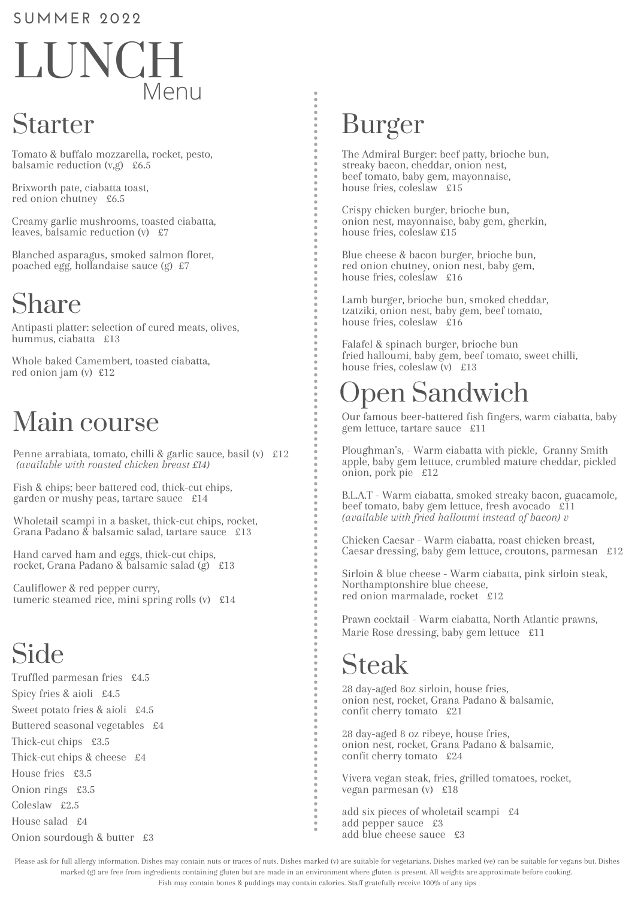SUMMER 2022

# LUNCH Menu

## Starter

Tomato & buffalo mozzarella, rocket, pesto, balsamic reduction (v,g) £6.5

Brixworth pate, ciabatta toast, red onion chutney £6.5

Creamy garlic mushrooms, toasted ciabatta, leaves, balsamic reduction (v) £7

Blanched asparagus, smoked salmon floret, poached egg, hollandaise sauce (g) £7

## Share

Antipasti platter: selection of cured meats, olives, hummus, ciabatta £13

Whole baked Camembert, toasted ciabatta, red onion jam (v) £12

## Main course

Penne arrabiata, tomato, chilli & garlic sauce, basil (v) £12
*(available with roasted chicken breast £14)*

Fish & chips; beer battered cod, thick-cut chips, garden or mushy peas, tartare sauce £14

Wholetail scampi in a basket, thick-cut chips, rocket, Grana Padano & balsamic salad, tartare sauce £13

Hand carved ham and eggs, thick-cut chips, rocket, Grana Padano & balsamic salad (g) £13

Cauliflower & red pepper curry, tumeric steamed rice, mini spring rolls (v) £14

## Side

Truffled parmesan fries £4.5

Spicy fries & aioli £4.5

Sweet potato fries & aioli £4.5

Buttered seasonal vegetables £4

Thick-cut chips £3.5

Thick-cut chips & cheese £4

House fries £3.5

Onion rings £3.5

Coleslaw £2.5

House salad £4

Onion sourdough & butter £3

## Burger

The Admiral Burger: beef patty, brioche bun, streaky bacon, cheddar, onion nest, beef tomato, baby gem, mayonnaise, house fries, coleslaw £15

Crispy chicken burger, brioche bun, onion nest, mayonnaise, baby gem, gherkin, house fries, coleslaw £15

Blue cheese & bacon burger, brioche bun, red onion chutney, onion nest, baby gem, house fries, coleslaw £16

Lamb burger, brioche bun, smoked cheddar, tzatziki, onion nest, baby gem, beef tomato, house fries, coleslaw £16

Falafel & spinach burger, brioche bun fried halloumi, baby gem, beef tomato, sweet chilli, house fries, coleslaw (v) £13

## Open Sandwich

Our famous beer-battered fish fingers, warm ciabatta, baby gem lettuce, tartare sauce £11

Ploughman's, - Warm ciabatta with pickle, Granny Smith apple, baby gem lettuce, crumbled mature cheddar, pickled onion, pork pie £12

B.L.A.T - Warm ciabatta, smoked streaky bacon, guacamole, beef tomato, baby gem lettuce, fresh avocado £11
*(available with fried halloumi instead of bacon) v*

Chicken Caesar - Warm ciabatta, roast chicken breast, Caesar dressing, baby gem lettuce, croutons, parmesan £12

Sirloin & blue cheese - Warm ciabatta, pink sirloin steak, Northamptonshire blue cheese, red onion marmalade, rocket £12

Prawn cocktail - Warm ciabatta, North Atlantic prawns, Marie Rose dressing, baby gem lettuce £11

## Steak

28 day-aged 8oz sirloin, house fries, onion nest, rocket, Grana Padano & balsamic, confit cherry tomato £21

28 day-aged 8 oz ribeye, house fries, onion nest, rocket, Grana Padano & balsamic, confit cherry tomato £24

Vivera vegan steak, fries, grilled tomatoes, rocket, vegan parmesan (v) £18

add six pieces of wholetail scampi £4
add pepper sauce £3
add blue cheese sauce £3

Please ask for full allergy information. Dishes may contain nuts or traces of nuts. Dishes marked (v) are suitable for vegetarians. Dishes marked (ve) can be suitable for vegans but. Dishes marked (g) are free from ingredients containing gluten but are made in an environment where gluten is present. All weights are approximate before cooking. Fish may contain bones & puddings may contain calories. Staff gratefully receive 100% of any tips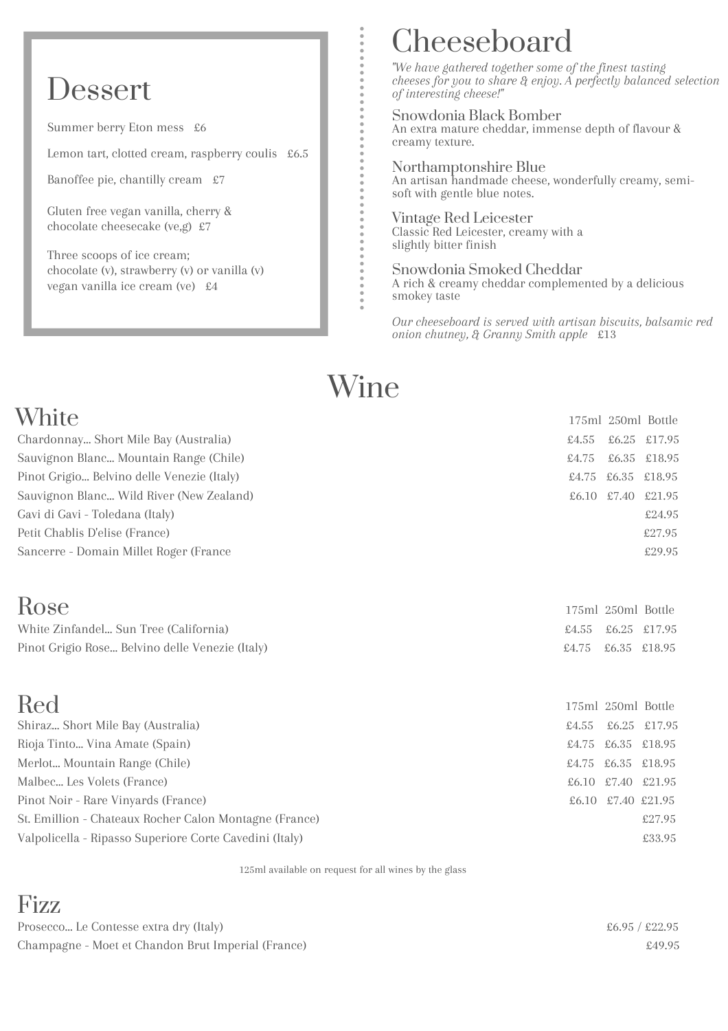# Dessert

Summer berry Eton mess £6

Lemon tart, clotted cream, raspberry coulis £6.5

Banoffee pie, chantilly cream £7

Gluten free vegan vanilla, cherry & chocolate cheesecake (ve,g) £7

Three scoops of ice cream;
chocolate (v), strawberry (v) or vanilla (v)
vegan vanilla ice cream (ve) £4

# Cheeseboard

*"We have gathered together some of the finest tasting cheeses for you to share & enjoy. A perfectly balanced selection of interesting cheese!"*

### Snowdonia Black Bomber
An extra mature cheddar, immense depth of flavour & creamy texture.

### Northamptonshire Blue
An artisan handmade cheese, wonderfully creamy, semi-soft with gentle blue notes.

### Vintage Red Leicester
Classic Red Leicester, creamy with a slightly bitter finish

### Snowdonia Smoked Cheddar
A rich & creamy cheddar complemented by a delicious smokey taste

*Our cheeseboard is served with artisan biscuits, balsamic red onion chutney, & Granny Smith apple* £13

# Wine

## White

| | 175ml | 250ml | Bottle |
|---|---|---|---|
| Chardonnay... Short Mile Bay (Australia) | £4.55 | £6.25 | £17.95 |
| Sauvignon Blanc... Mountain Range (Chile) | £4.75 | £6.35 | £18.95 |
| Pinot Grigio... Belvino delle Venezie (Italy) | £4.75 | £6.35 | £18.95 |
| Sauvignon Blanc... Wild River (New Zealand) | £6.10 | £7.40 | £21.95 |
| Gavi di Gavi - Toledana (Italy) | | | £24.95 |
| Petit Chablis D'elise (France) | | | £27.95 |
| Sancerre - Domain Millet Roger (France | | | £29.95 |

## Rose

| | 175ml | 250ml | Bottle |
|---|---|---|---|
| White Zinfandel... Sun Tree (California) | £4.55 | £6.25 | £17.95 |
| Pinot Grigio Rose... Belvino delle Venezie (Italy) | £4.75 | £6.35 | £18.95 |

## Red

| | 175ml | 250ml | Bottle |
|---|---|---|---|
| Shiraz... Short Mile Bay (Australia) | £4.55 | £6.25 | £17.95 |
| Rioja Tinto... Vina Amate (Spain) | £4.75 | £6.35 | £18.95 |
| Merlot... Mountain Range (Chile) | £4.75 | £6.35 | £18.95 |
| Malbec... Les Volets (France) | £6.10 | £7.40 | £21.95 |
| Pinot Noir - Rare Vinyards (France) | £6.10 | £7.40 | £21.95 |
| St. Emillion - Chateaux Rocher Calon Montagne (France) | | | £27.95 |
| Valpolicella - Ripasso Superiore Corte Cavedini (Italy) | | | £33.95 |

125ml available on request for all wines by the glass

## Fizz

Prosecco... Le Contesse extra dry (Italy) £6.95 / £22.95

Champagne - Moet et Chandon Brut Imperial (France) £49.95